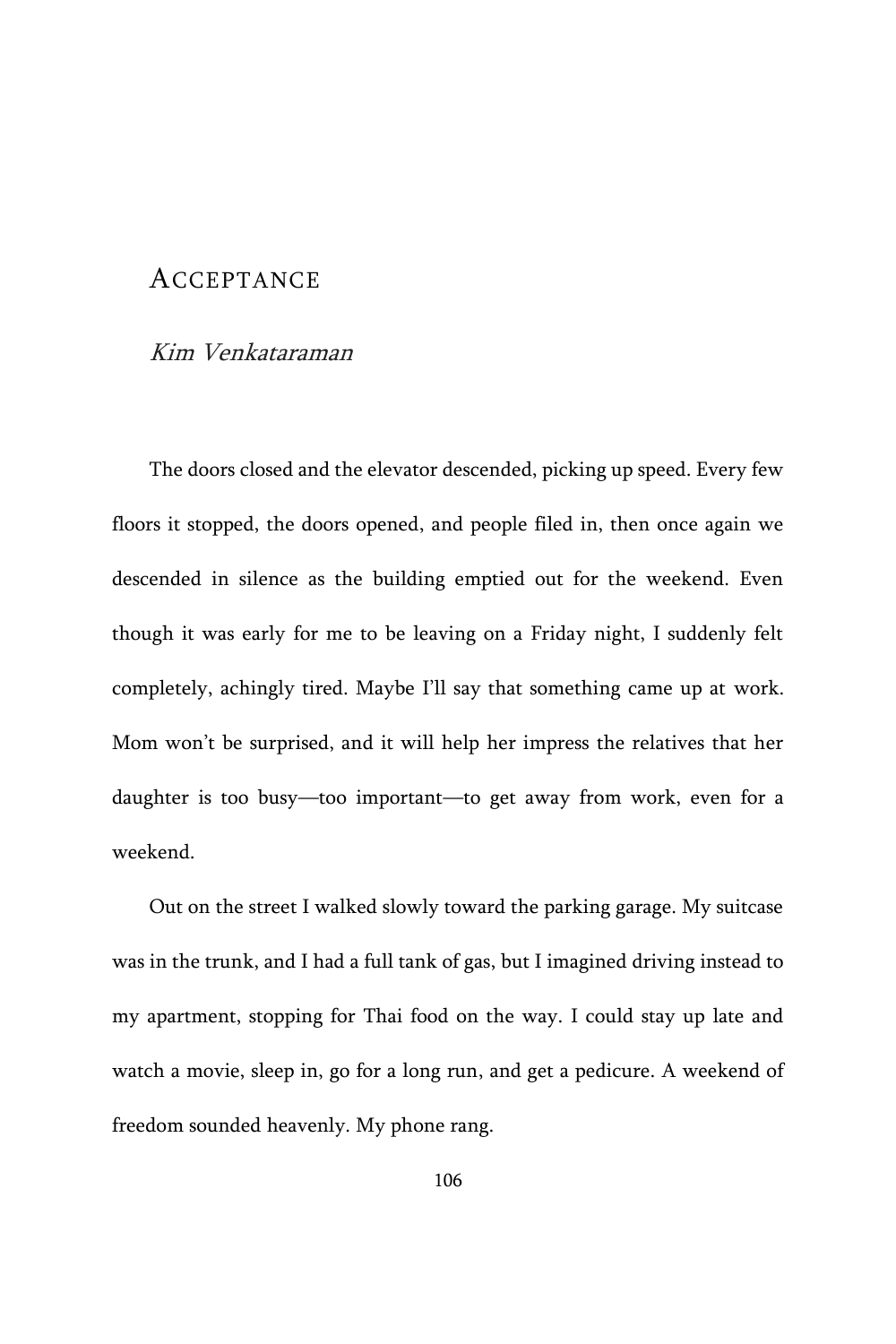# Acceptance

*Kim Venkataraman*

The doors closed and the elevator descended, picking up speed. Every few floors it stopped, the doors opened, and people filed in, then once again we descended in silence as the building emptied out for the weekend. Even though it was early for me to be leaving on a Friday night, I suddenly felt completely, achingly tired. Maybe I'll say that something came up at work. Mom won't be surprised, and it will help her impress the relatives that her daughter is too busy—too important—to get away from work, even for a weekend.

Out on the street I walked slowly toward the parking garage. My suitcase was in the trunk, and I had a full tank of gas, but I imagined driving instead to my apartment, stopping for Thai food on the way. I could stay up late and watch a movie, sleep in, go for a long run, and get a pedicure. A weekend of freedom sounded heavenly. My phone rang.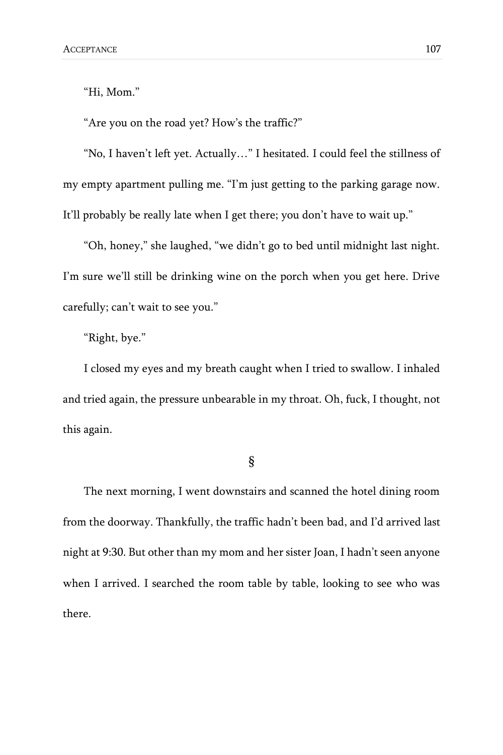"Hi, Mom."

"Are you on the road yet? How's the traffic?"

"No, I haven't left yet. Actually…" I hesitated. I could feel the stillness of my empty apartment pulling me. "I'm just getting to the parking garage now. It'll probably be really late when I get there; you don't have to wait up."

"Oh, honey," she laughed, "we didn't go to bed until midnight last night. I'm sure we'll still be drinking wine on the porch when you get here. Drive carefully; can't wait to see you."

"Right, bye."

I closed my eyes and my breath caught when I tried to swallow. I inhaled and tried again, the pressure unbearable in my throat. Oh, fuck, I thought, not this again.

§

The next morning, I went downstairs and scanned the hotel dining room from the doorway. Thankfully, the traffic hadn't been bad, and I'd arrived last night at 9:30. But other than my mom and her sister Joan, I hadn't seen anyone when I arrived. I searched the room table by table, looking to see who was there.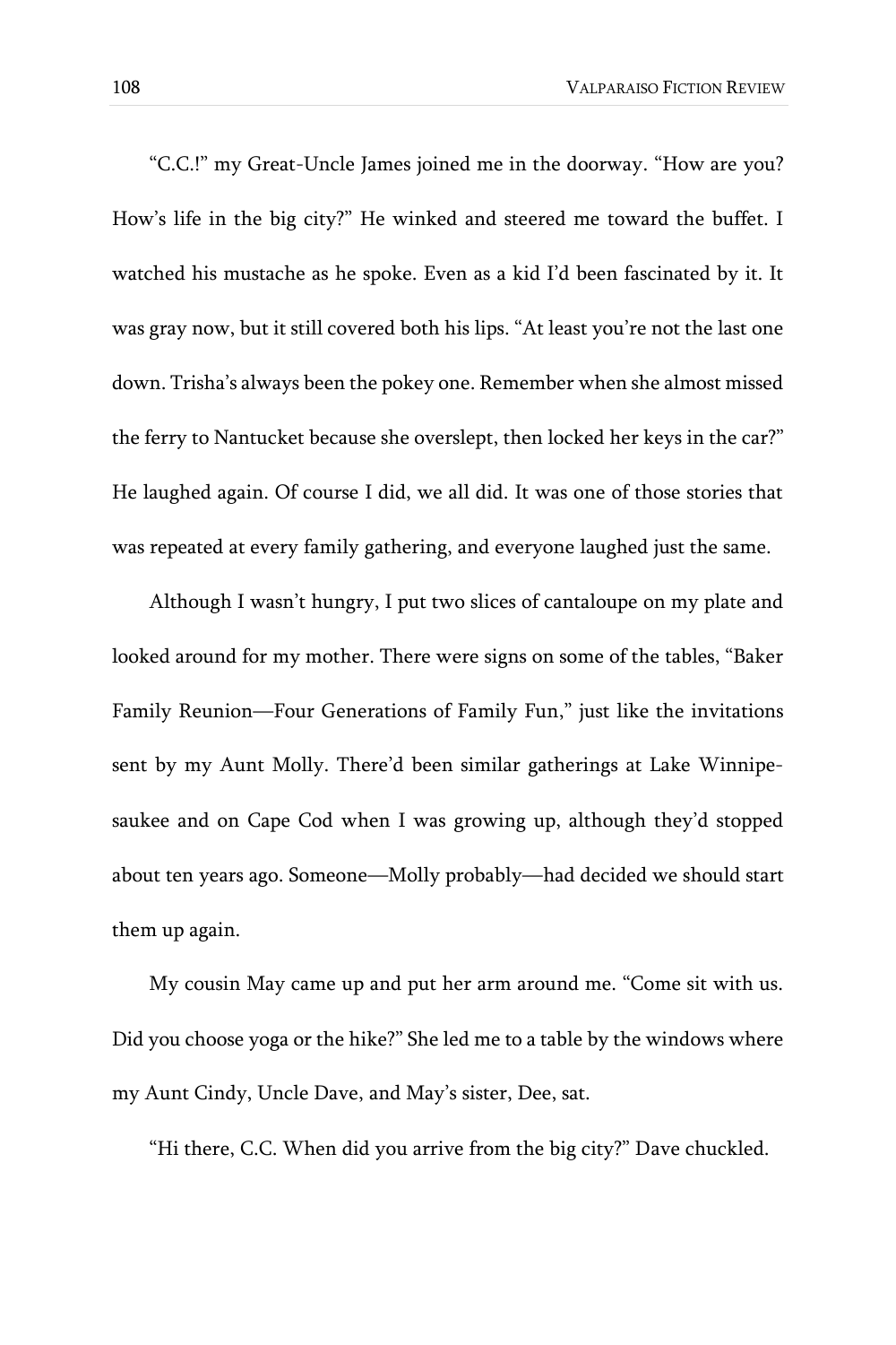"C.C.!" my Great-Uncle James joined me in the doorway. "How are you? How's life in the big city?" He winked and steered me toward the buffet. I watched his mustache as he spoke. Even as a kid I'd been fascinated by it. It was gray now, but it still covered both his lips. "At least you're not the last one down. Trisha's always been the pokey one. Remember when she almost missed the ferry to Nantucket because she overslept, then locked her keys in the car?" He laughed again. Of course I did, we all did. It was one of those stories that was repeated at every family gathering, and everyone laughed just the same.

Although I wasn't hungry, I put two slices of cantaloupe on my plate and looked around for my mother. There were signs on some of the tables, "Baker Family Reunion—Four Generations of Family Fun," just like the invitations sent by my Aunt Molly. There'd been similar gatherings at Lake Winnipesaukee and on Cape Cod when I was growing up, although they'd stopped about ten years ago. Someone—Molly probably—had decided we should start them up again.

My cousin May came up and put her arm around me. "Come sit with us. Did you choose yoga or the hike?" She led me to a table by the windows where my Aunt Cindy, Uncle Dave, and May's sister, Dee, sat.

"Hi there, C.C. When did you arrive from the big city?" Dave chuckled.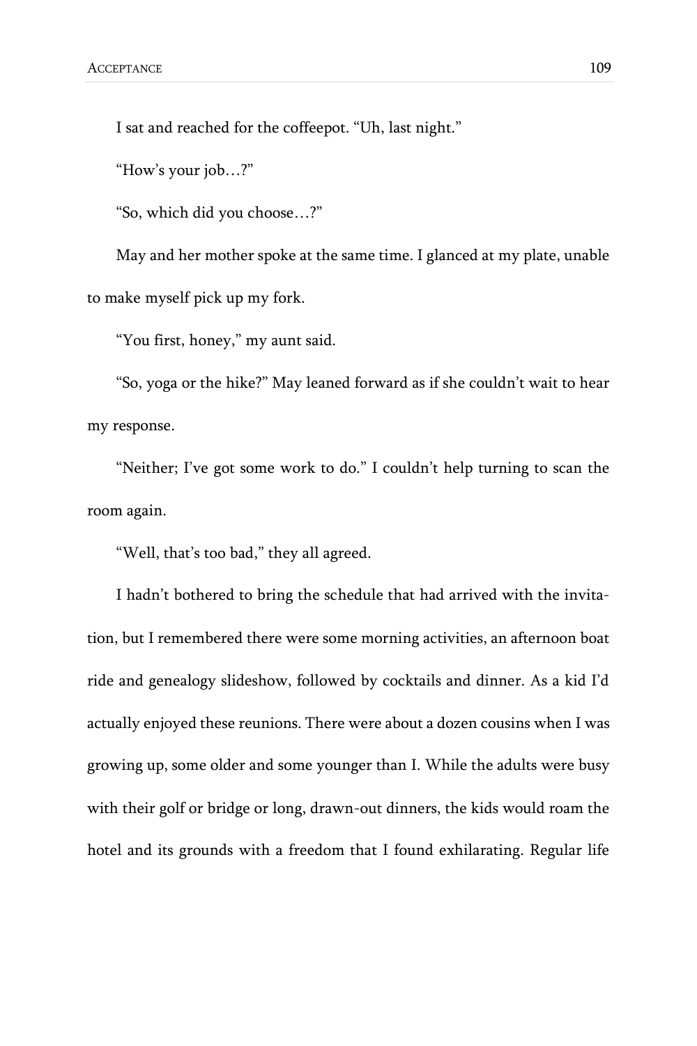I sat and reached for the coffeepot. "Uh, last night."

"How's your job…?"

"So, which did you choose…?"

May and her mother spoke at the same time. I glanced at my plate, unable to make myself pick up my fork.

"You first, honey," my aunt said.

"So, yoga or the hike?" May leaned forward as if she couldn't wait to hear my response.

"Neither; I've got some work to do." I couldn't help turning to scan the room again.

"Well, that's too bad," they all agreed.

I hadn't bothered to bring the schedule that had arrived with the invitation, but I remembered there were some morning activities, an afternoon boat ride and genealogy slideshow, followed by cocktails and dinner. As a kid I'd actually enjoyed these reunions. There were about a dozen cousins when I was growing up, some older and some younger than I. While the adults were busy with their golf or bridge or long, drawn-out dinners, the kids would roam the hotel and its grounds with a freedom that I found exhilarating. Regular life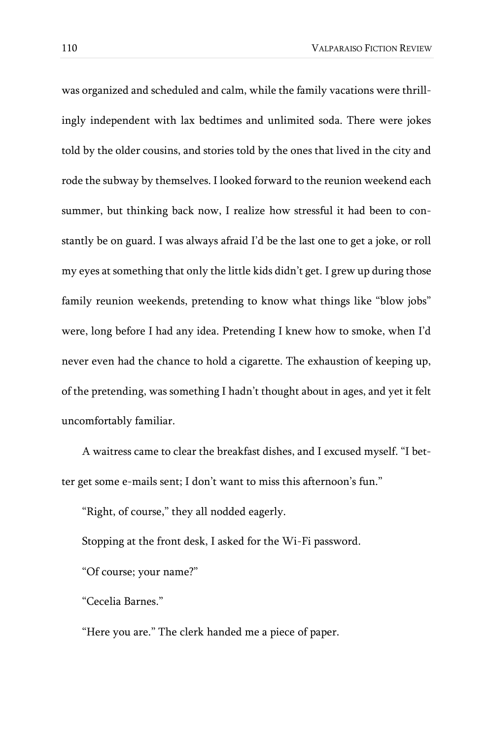was organized and scheduled and calm, while the family vacations were thrillingly independent with lax bedtimes and unlimited soda. There were jokes told by the older cousins, and stories told by the ones that lived in the city and rode the subway by themselves. I looked forward to the reunion weekend each summer, but thinking back now, I realize how stressful it had been to constantly be on guard. I was always afraid I'd be the last one to get a joke, or roll my eyes at something that only the little kids didn't get. I grew up during those family reunion weekends, pretending to know what things like "blow jobs" were, long before I had any idea. Pretending I knew how to smoke, when I'd never even had the chance to hold a cigarette. The exhaustion of keeping up, of the pretending, was something I hadn't thought about in ages, and yet it felt uncomfortably familiar.

A waitress came to clear the breakfast dishes, and I excused myself. "I better get some e-mails sent; I don't want to miss this afternoon's fun."

"Right, of course," they all nodded eagerly.

Stopping at the front desk, I asked for the Wi-Fi password.

"Of course; your name?"

"Cecelia Barnes."

"Here you are." The clerk handed me a piece of paper.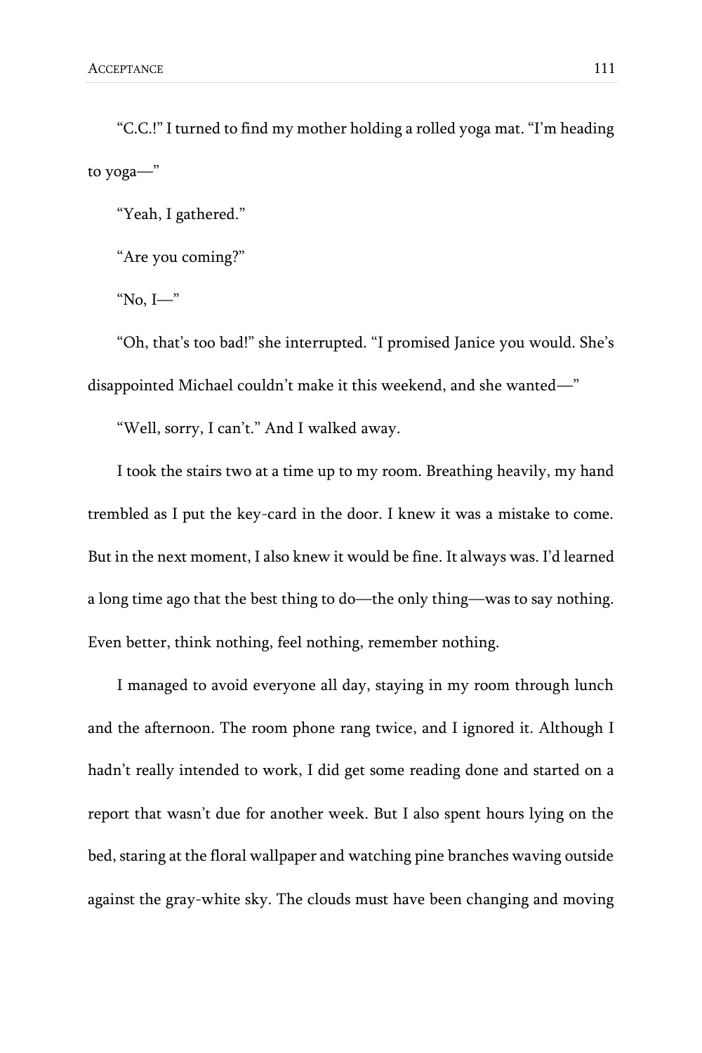"C.C.!" I turned to find my mother holding a rolled yoga mat. "I'm heading to yoga—"

"Yeah, I gathered."

"Are you coming?"

"No, I—"

"Oh, that's too bad!" she interrupted. "I promised Janice you would. She's disappointed Michael couldn't make it this weekend, and she wanted—"

"Well, sorry, I can't." And I walked away.

I took the stairs two at a time up to my room. Breathing heavily, my hand trembled as I put the key-card in the door. I knew it was a mistake to come. But in the next moment, I also knew it would be fine. It always was. I'd learned a long time ago that the best thing to do—the only thing—was to say nothing. Even better, think nothing, feel nothing, remember nothing.

I managed to avoid everyone all day, staying in my room through lunch and the afternoon. The room phone rang twice, and I ignored it. Although I hadn't really intended to work, I did get some reading done and started on a report that wasn't due for another week. But I also spent hours lying on the bed, staring at the floral wallpaper and watching pine branches waving outside against the gray-white sky. The clouds must have been changing and moving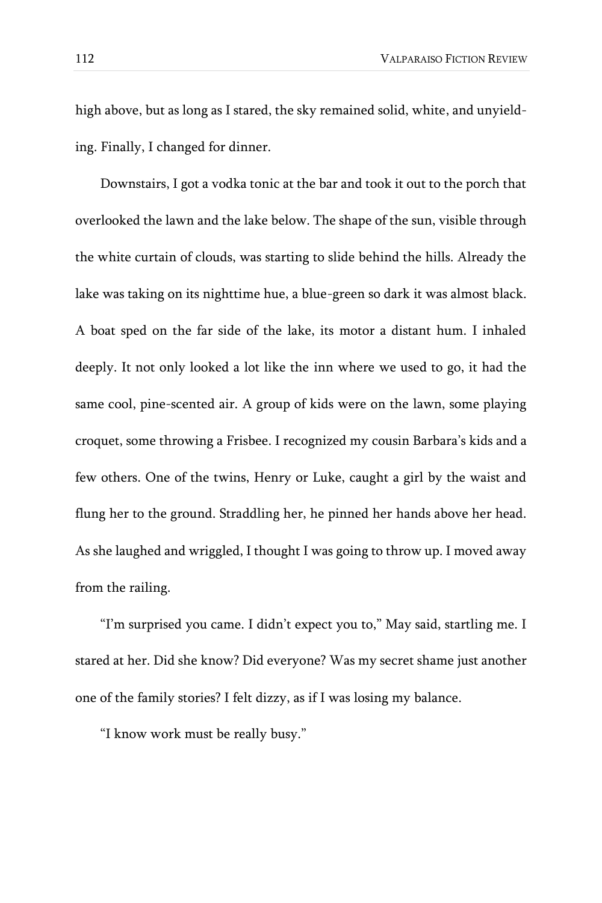high above, but as long as I stared, the sky remained solid, white, and unyielding. Finally, I changed for dinner.

Downstairs, I got a vodka tonic at the bar and took it out to the porch that overlooked the lawn and the lake below. The shape of the sun, visible through the white curtain of clouds, was starting to slide behind the hills. Already the lake was taking on its nighttime hue, a blue-green so dark it was almost black. A boat sped on the far side of the lake, its motor a distant hum. I inhaled deeply. It not only looked a lot like the inn where we used to go, it had the same cool, pine-scented air. A group of kids were on the lawn, some playing croquet, some throwing a Frisbee. I recognized my cousin Barbara's kids and a few others. One of the twins, Henry or Luke, caught a girl by the waist and flung her to the ground. Straddling her, he pinned her hands above her head. As she laughed and wriggled, I thought I was going to throw up. I moved away from the railing.

"I'm surprised you came. I didn't expect you to," May said, startling me. I stared at her. Did she know? Did everyone? Was my secret shame just another one of the family stories? I felt dizzy, as if I was losing my balance.

"I know work must be really busy."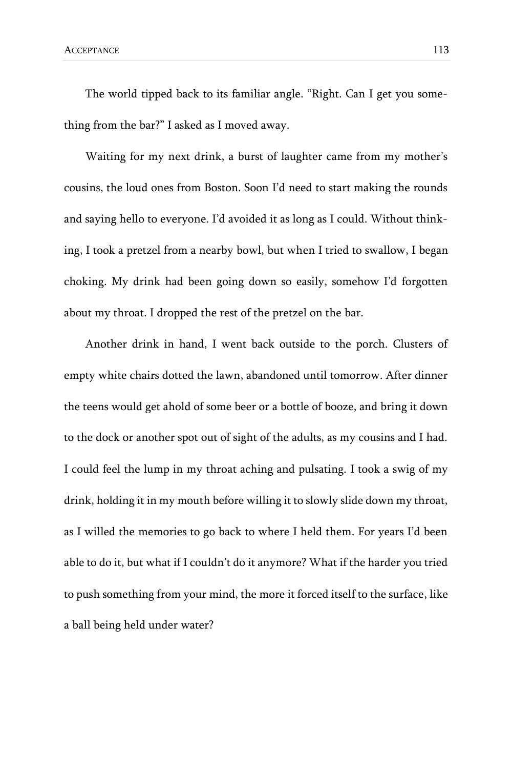The world tipped back to its familiar angle. "Right. Can I get you something from the bar?" I asked as I moved away.

Waiting for my next drink, a burst of laughter came from my mother's cousins, the loud ones from Boston. Soon I'd need to start making the rounds and saying hello to everyone. I'd avoided it as long as I could. Without thinking, I took a pretzel from a nearby bowl, but when I tried to swallow, I began choking. My drink had been going down so easily, somehow I'd forgotten about my throat. I dropped the rest of the pretzel on the bar.

Another drink in hand, I went back outside to the porch. Clusters of empty white chairs dotted the lawn, abandoned until tomorrow. After dinner the teens would get ahold of some beer or a bottle of booze, and bring it down to the dock or another spot out of sight of the adults, as my cousins and I had. I could feel the lump in my throat aching and pulsating. I took a swig of my drink, holding it in my mouth before willing it to slowly slide down my throat, as I willed the memories to go back to where I held them. For years I'd been able to do it, but what if I couldn't do it anymore? What if the harder you tried to push something from your mind, the more it forced itself to the surface, like a ball being held under water?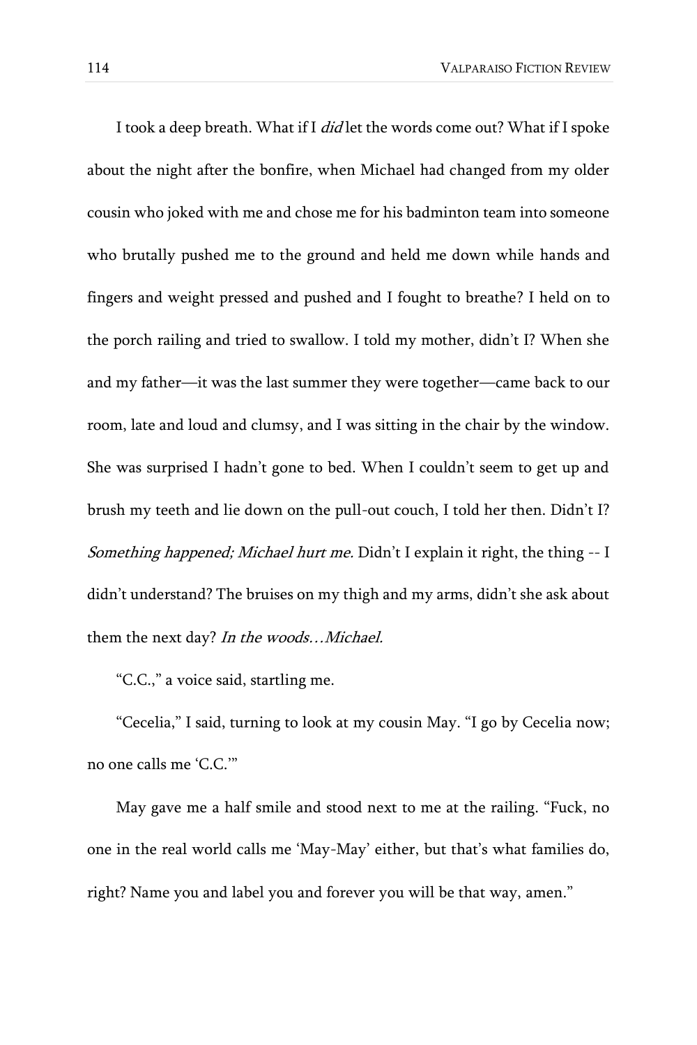I took a deep breath. What if I *did* let the words come out? What if I spoke about the night after the bonfire, when Michael had changed from my older cousin who joked with me and chose me for his badminton team into someone who brutally pushed me to the ground and held me down while hands and fingers and weight pressed and pushed and I fought to breathe? I held on to the porch railing and tried to swallow. I told my mother, didn't I? When she and my father—it was the last summer they were together—came back to our room, late and loud and clumsy, and I was sitting in the chair by the window. She was surprised I hadn't gone to bed. When I couldn't seem to get up and brush my teeth and lie down on the pull-out couch, I told her then. Didn't I? *Something happened; Michael hurt me.* Didn't I explain it right, the thing -- I didn't understand? The bruises on my thigh and my arms, didn't she ask about them the next day? *In the woods…Michael.*

"C.C.," a voice said, startling me.

"Cecelia," I said, turning to look at my cousin May. "I go by Cecelia now; no one calls me 'C.C.'"

May gave me a half smile and stood next to me at the railing. "Fuck, no one in the real world calls me 'May-May' either, but that's what families do, right? Name you and label you and forever you will be that way, amen."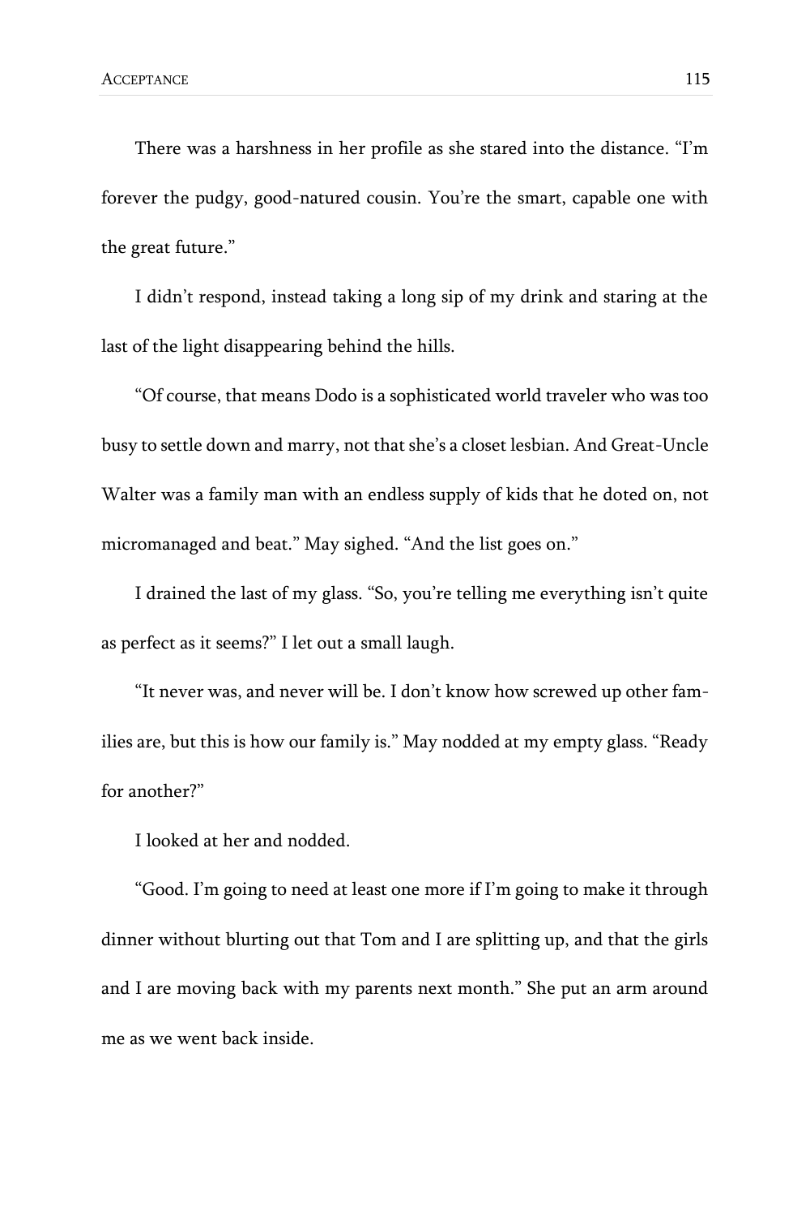There was a harshness in her profile as she stared into the distance. "I'm forever the pudgy, good-natured cousin. You're the smart, capable one with the great future."

I didn't respond, instead taking a long sip of my drink and staring at the last of the light disappearing behind the hills.

"Of course, that means Dodo is a sophisticated world traveler who was too busy to settle down and marry, not that she's a closet lesbian. And Great-Uncle Walter was a family man with an endless supply of kids that he doted on, not micromanaged and beat." May sighed. "And the list goes on."

I drained the last of my glass. "So, you're telling me everything isn't quite as perfect as it seems?" I let out a small laugh.

"It never was, and never will be. I don't know how screwed up other families are, but this is how our family is." May nodded at my empty glass. "Ready for another?"

I looked at her and nodded.

"Good. I'm going to need at least one more if I'm going to make it through dinner without blurting out that Tom and I are splitting up, and that the girls and I are moving back with my parents next month." She put an arm around me as we went back inside.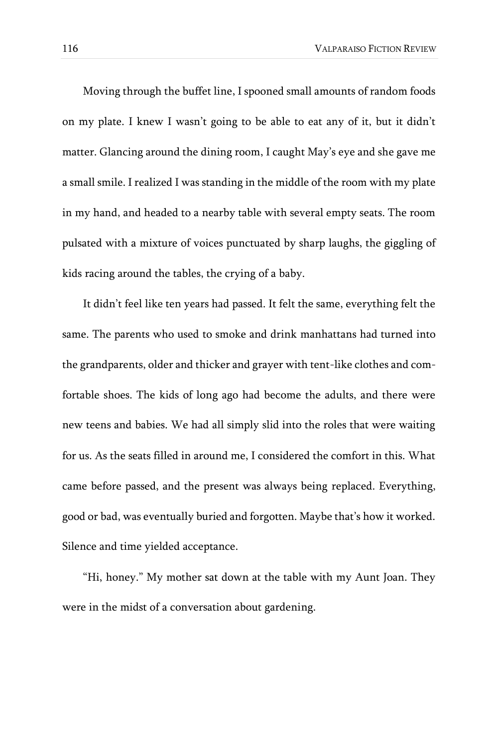Moving through the buffet line, I spooned small amounts of random foods on my plate. I knew I wasn't going to be able to eat any of it, but it didn't matter. Glancing around the dining room, I caught May's eye and she gave me a small smile. I realized I was standing in the middle of the room with my plate in my hand, and headed to a nearby table with several empty seats. The room pulsated with a mixture of voices punctuated by sharp laughs, the giggling of kids racing around the tables, the crying of a baby.

It didn't feel like ten years had passed. It felt the same, everything felt the same. The parents who used to smoke and drink manhattans had turned into the grandparents, older and thicker and grayer with tent-like clothes and comfortable shoes. The kids of long ago had become the adults, and there were new teens and babies. We had all simply slid into the roles that were waiting for us. As the seats filled in around me, I considered the comfort in this. What came before passed, and the present was always being replaced. Everything, good or bad, was eventually buried and forgotten. Maybe that's how it worked. Silence and time yielded acceptance.

"Hi, honey." My mother sat down at the table with my Aunt Joan. They were in the midst of a conversation about gardening.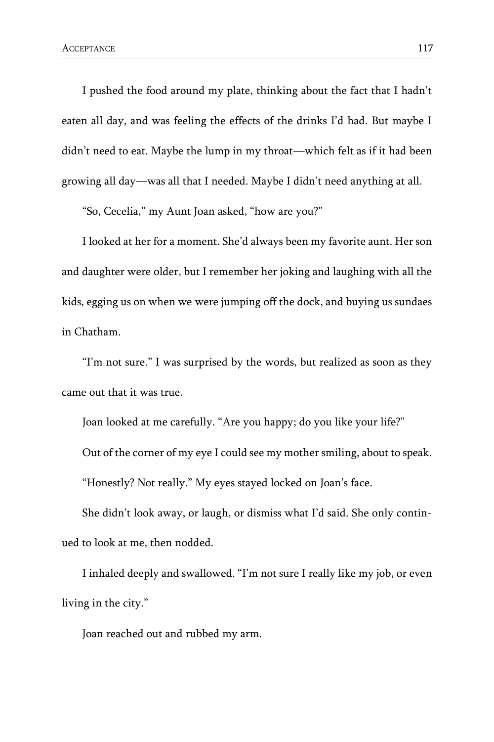I pushed the food around my plate, thinking about the fact that I hadn't eaten all day, and was feeling the effects of the drinks I'd had. But maybe I didn't need to eat. Maybe the lump in my throat—which felt as if it had been growing all day—was all that I needed. Maybe I didn't need anything at all.

"So, Cecelia," my Aunt Joan asked, "how are you?"

I looked at her for a moment. She'd always been my favorite aunt. Her son and daughter were older, but I remember her joking and laughing with all the kids, egging us on when we were jumping off the dock, and buying us sundaes in Chatham.

"I'm not sure." I was surprised by the words, but realized as soon as they came out that it was true.

Joan looked at me carefully. "Are you happy; do you like your life?"

Out of the corner of my eye I could see my mother smiling, about to speak.

"Honestly? Not really." My eyes stayed locked on Joan's face.

She didn't look away, or laugh, or dismiss what I'd said. She only continued to look at me, then nodded.

I inhaled deeply and swallowed. "I'm not sure I really like my job, or even living in the city."

Joan reached out and rubbed my arm.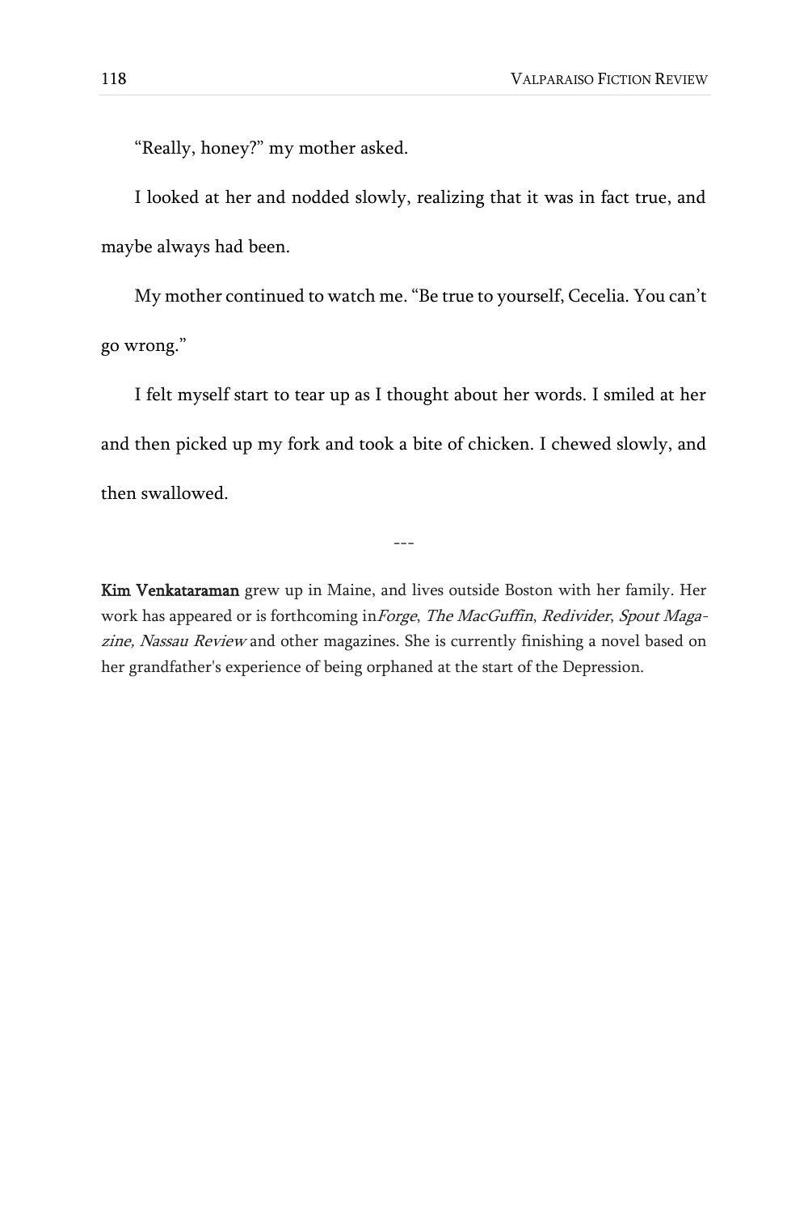"Really, honey?" my mother asked.

I looked at her and nodded slowly, realizing that it was in fact true, and maybe always had been.

My mother continued to watch me. "Be true to yourself, Cecelia. You can't go wrong."

I felt myself start to tear up as I thought about her words. I smiled at her and then picked up my fork and took a bite of chicken. I chewed slowly, and then swallowed.

---

**Kim Venkataraman** grew up in Maine, and lives outside Boston with her family. Her work has appeared or is forthcoming in *Forge*, *The MacGuffin*, *Redivider*, *Spout Magazine, Nassau Review* and other magazines. She is currently finishing a novel based on her grandfather's experience of being orphaned at the start of the Depression.